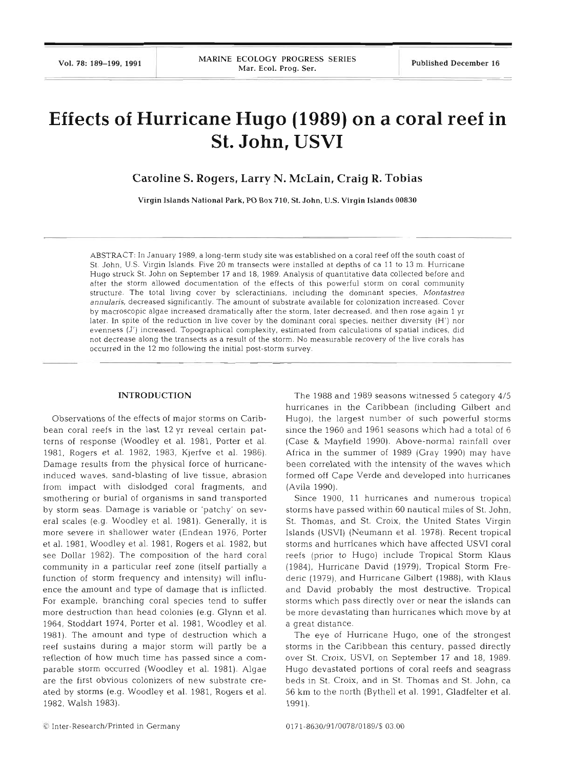# Effects of Hurricane Hugo (1989) on a coral reef in St. John, USVI

**Caroline S. Rogers, Larry N. McLain, Craig R. Tobias**

Virgin Islands National Park, PO Box 710, St. John, U.S. Virgin Islands 00830

ABSTRACT: In January 1989, a long-term study site was established on a coral reef off the south coast of St. John, U.S. Virgin Islands. Five 20 m transects were installed at depths of ca 11 to 13 m. Hurricane Hugo struck St. John on September 17 and 18, 1989. Analysis of quantitative data collected before and after the storm allowed documentation of the effects of this powerful storm on coral community structure. The total living cover by scleractinians, including the dominant species, *Montastrea annularis*, decreased significantly. The amount of substrate available for colonization increased. Cover by macroscopic algae increased dramatically after the storm, later decreased, and then rose again 1 yr later. In spite of the reduction in live cover by the dominant coral species, neither diversity (H') nor evenness (J') increased. Topographical complexity, estimated from calculations of spatial indices, did not decrease along the transects as a result of the storm. No measurable recovery of the live corals has occurred in the 12 mo following the initial post-storm survey.

## INTRODUCTION

Observations of the effects of major storms on Caribbean coral reefs in the last 12 yr reveal certain patterns of response (Woodley et al. 1981, Porter et al. 1981, Rogers et al. 1982, 1983, Kjerfve et al. 1986). Damage results from the physical force of hurricane-induced waves, sand-blasting of live tissue, abrasion from impact with dislodged coral fragments, and smothering or burial of organisms in sand transported by storm seas. Damage is variable or 'patchy' on several scales (e.g. Woodley et al. 1981). Generally, it is more severe in shallower water (Endean 1976, Porter et al. 1981, Woodley et al. 1981, Rogers et al. 1982, but see Dollar 1982). The composition of the hard coral community in a particular reef zone (itself partially a function of storm frequency and intensity) will influence the amount and type of damage that is inflicted. For example, branching coral species tend to suffer more destruction than head colonies (e.g. Glynn et al. 1964, Stoddart 1974, Porter et al. 1981, Woodley et al. 1981). The amount and type of destruction which a reef sustains during a major storm will partly be a reflection of how much time has passed since a comparable storm occurred (Woodley et al. 1981). Algae are the first obvious colonizers of new substrate created by storms (e.g. Woodley et al. 1981, Rogers et al. 1982, Walsh 1983).

The 1988 and 1989 seasons witnessed 5 category 4/5 hurricanes in the Caribbean (including Gilbert and Hugo), the largest number of such powerful storms since the 1960 and 1961 seasons which had a total of 6 (Case & Mayfield 1990). Above-normal rainfall over Africa in the summer of 1989 (Gray 1990) may have been correlated with the intensity of the waves which formed off Cape Verde and developed into hurricanes (Avila 1990).

Since 1900, 11 hurricanes and numerous tropical storms have passed within 60 nautical miles of St. John, St. Thomas, and St. Croix, the United States Virgin Islands (USVI) (Neumann et al. 1978). Recent tropical storms and hurricanes which have affected USVI coral reefs (prior to Hugo) include Tropical Storm Klaus (1984), Hurricane David (1979), Tropical Storm Frederic (1979), and Hurricane Gilbert (1988), with Klaus and David probably the most destructive. Tropical storms which pass directly over or near the islands can be more devastating than hurricanes which move by at a great distance.

The eye of Hurricane Hugo, one of the strongest storms in the Caribbean this century, passed directly over St. Croix, USVI, on September 17 and 18, 1989. Hugo devastated portions of coral reefs and seagrass beds in St. Croix, and in St. Thomas and St. John, ca 56 km to the north (Bythell et al. 1991, Gladfelter et al. 1991).

© Inter-Research/Printed in Germany

0171-8630/91/0078/0189/$ 03.00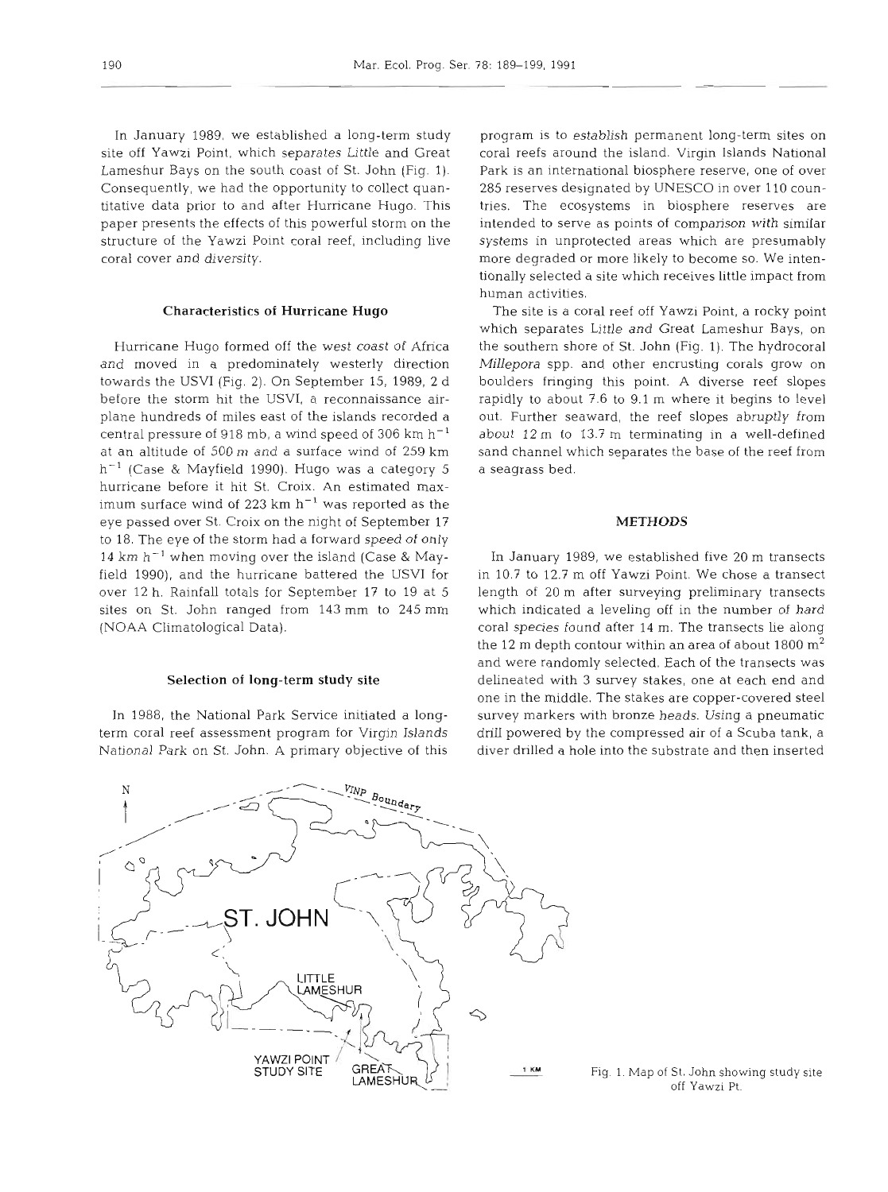In January 1989, we established a long-term study site off Yawzi Point, which separates Little and Great Lameshur Bays on the south coast of St. John (Fig. 1). Consequently, we had the opportunity to collect quantitative data prior to and after Hurricane Hugo. This paper presents the effects of this powerful storm on the structure of the Yawzi Point coral reef, including live coral cover and diversity.

### Characteristics of Hurricane Hugo

Hurricane Hugo formed off the west coast of Africa and moved in a predominately westerly direction towards the USVI (Fig. 2). On September 15, 1989, 2 d before the storm hit the USVI, a reconnaissance airplane hundreds of miles east of the islands recorded a central pressure of 918 mb, a wind speed of 306 km $h^{-1}$ at an altitude of 500 m and a surface wind of 259 km $h^{-1}$ (Case & Mayfield 1990). Hugo was a category 5 hurricane before it hit St. Croix. An estimated maximum surface wind of 223 km $h^{-1}$ was reported as the eye passed over St. Croix on the night of September 17 to 18. The eye of the storm had a forward speed of only 14 km $h^{-1}$ when moving over the island (Case & Mayfield 1990), and the hurricane battered the USVI for over 12 h. Rainfall totals for September 17 to 19 at 5 sites on St. John ranged from 143 mm to 245 mm (NOAA Climatological Data).

### Selection of long-term study site

In 1988, the National Park Service initiated a long-term coral reef assessment program for Virgin Islands National Park on St. John. A primary objective of this program is to establish permanent long-term sites on coral reefs around the island. Virgin Islands National Park is an international biosphere reserve, one of over 285 reserves designated by UNESCO in over 110 countries. The ecosystems in biosphere reserves are intended to serve as points of comparison with similar systems in unprotected areas which are presumably more degraded or more likely to become so. We intentionally selected a site which receives little impact from human activities.

The site is a coral reef off Yawzi Point, a rocky point which separates Little and Great Lameshur Bays, on the southern shore of St. John (Fig. 1). The hydrocoral *Millepora* spp. and other encrusting corals grow on boulders fringing this point. A diverse reef slopes rapidly to about 7.6 to 9.1 m where it begins to level out. Further seaward, the reef slopes abruptly from about 12 m to 13.7 m terminating in a well-defined sand channel which separates the base of the reef from a seagrass bed.

## METHODS

In January 1989, we established five 20 m transects in 10.7 to 12.7 m off Yawzi Point. We chose a transect length of 20 m after surveying preliminary transects which indicated a leveling off in the number of hard coral species found after 14 m. The transects lie along the 12 m depth contour within an area of about 1800 $m^2$ and were randomly selected. Each of the transects was delineated with 3 survey stakes, one at each end and one in the middle. The stakes are copper-covered steel survey markers with bronze heads. Using a pneumatic drill powered by the compressed air of a Scuba tank, a diver drilled a hole into the substrate and then inserted

Fig. 1. Map of St. John showing study site off Yawzi Pt.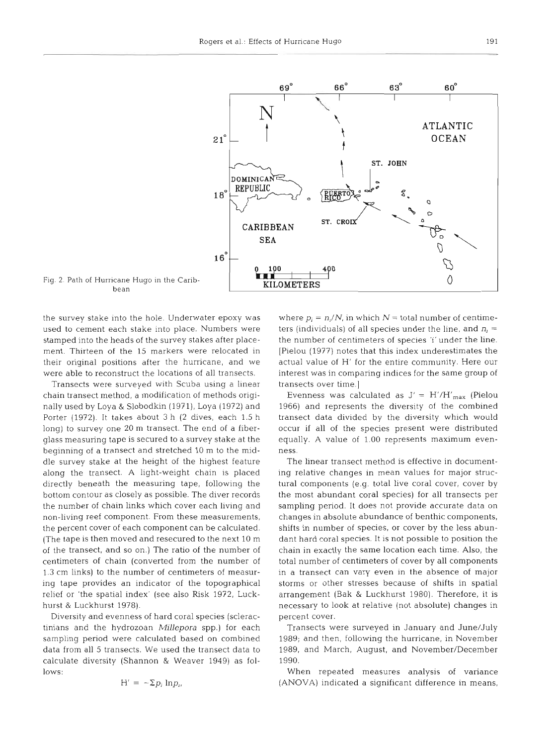Fig. 2. Path of Hurricane Hugo in the Caribbean

the survey stake into the hole. Underwater epoxy was used to cement each stake into place. Numbers were stamped into the heads of the survey stakes after placement. Thirteen of the 15 markers were relocated in their original positions after the hurricane, and we were able to reconstruct the locations of all transects.

Transects were surveyed with Scuba using a linear chain transect method, a modification of methods originally used by Loya & Slobodkin (1971), Loya (1972) and Porter (1972). It takes about 3 h (2 dives, each 1.5 h long) to survey one 20 m transect. The end of a fiberglass measuring tape is secured to a survey stake at the beginning of a transect and stretched 10 m to the middle survey stake at the height of the highest feature along the transect. A light-weight chain is placed directly beneath the measuring tape, following the bottom contour as closely as possible. The diver records the number of chain links which cover each living and non-living reef component. From these measurements, the percent cover of each component can be calculated. (The tape is then moved and resecured to the next 10 m of the transect, and so on.) The ratio of the number of centimeters of chain (converted from the number of 1.3 cm links) to the number of centimeters of measuring tape provides an indicator of the topographical relief or 'the spatial index' (see also Risk 1972, Luckhurst & Luckhurst 1978).

Diversity and evenness of hard coral species (scleractinians and the hydrozoan *Millepora* spp.) for each sampling period were calculated based on combined data from all 5 transects. We used the transect data to calculate diversity (Shannon & Weaver 1949) as follows:

$$H' = -\Sigma p_i \ln p_i,$$

where $p_i = n_i/N$, in which $N$ = total number of centimeters (individuals) of all species under the line, and $n_i$ = the number of centimeters of species 'i' under the line. [Pielou (1977) notes that this index underestimates the actual value of H' for the entire community. Here our interest was in comparing indices for the same group of transects over time.]

Evenness was calculated as $J' = H'/H'_{max}$ (Pielou 1966) and represents the diversity of the combined transect data divided by the diversity which would occur if all of the species present were distributed equally. A value of 1.00 represents maximum evenness.

The linear transect method is effective in documenting relative changes in mean values for major structural components (e.g. total live coral cover, cover by the most abundant coral species) for all transects per sampling period. It does not provide accurate data on changes in absolute abundance of benthic components, shifts in number of species, or cover by the less abundant hard coral species. It is not possible to position the chain in exactly the same location each time. Also, the total number of centimeters of cover by all components in a transect can vary even in the absence of major storms or other stresses because of shifts in spatial arrangement (Bak & Luckhurst 1980). Therefore, it is necessary to look at relative (not absolute) changes in percent cover.

Transects were surveyed in January and June/July 1989; and then, following the hurricane, in November 1989, and March, August, and November/December 1990.

When repeated measures analysis of variance (ANOVA) indicated a significant difference in means,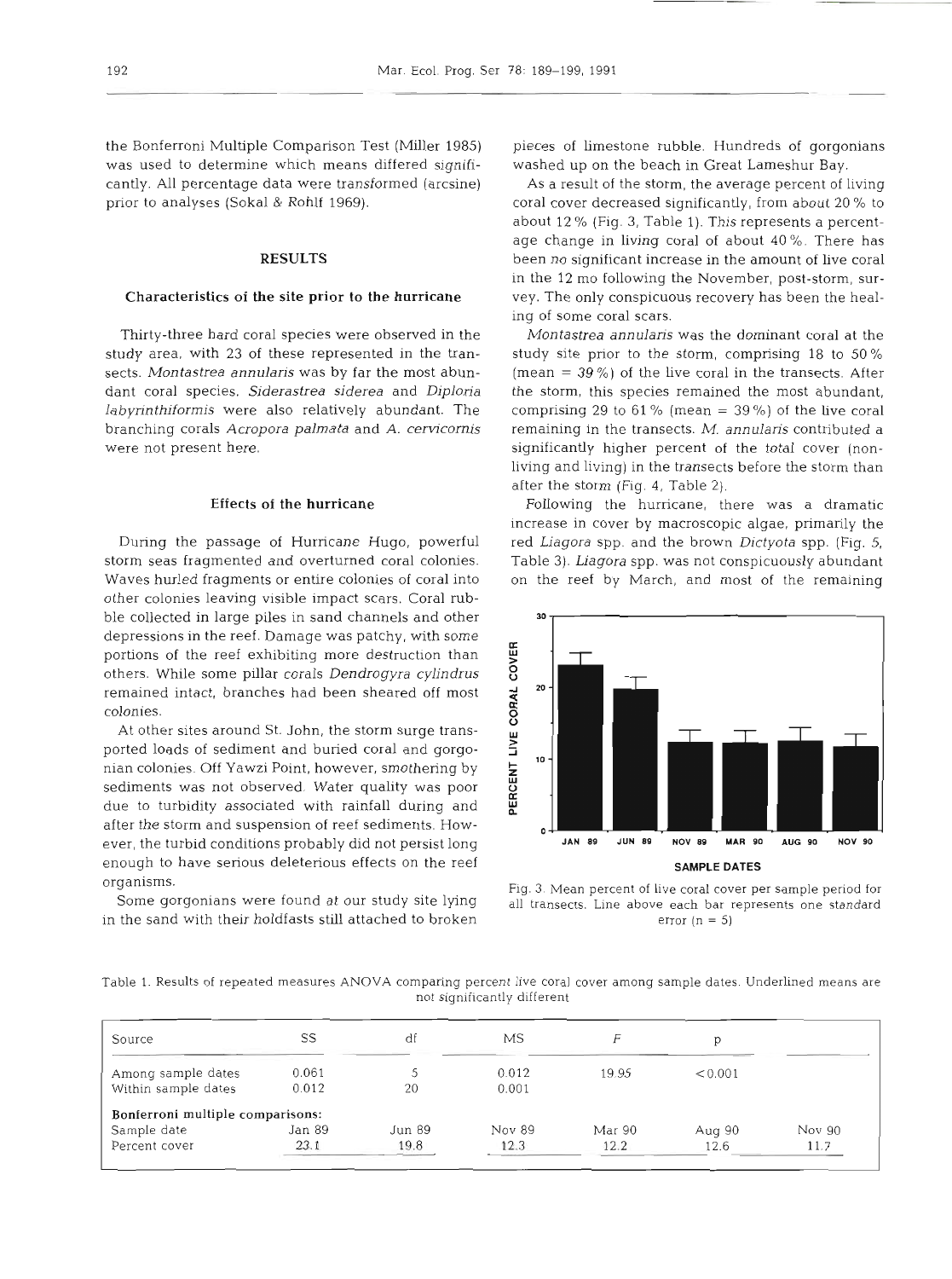the Bonferroni Multiple Comparison Test (Miller 1985) was used to determine which means differed significantly. All percentage data were transformed (arcsine) prior to analyses (Sokal & Rohlf 1969).

## RESULTS

### Characteristics of the site prior to the hurricane

Thirty-three hard coral species were observed in the study area, with 23 of these represented in the transects. *Montastrea annularis* was by far the most abundant coral species. *Siderastrea siderea* and *Diploria labyrinthiformis* were also relatively abundant. The branching corals *Acropora palmata* and *A. cervicornis* were not present here.

### Effects of the hurricane

During the passage of Hurricane Hugo, powerful storm seas fragmented and overturned coral colonies. Waves hurled fragments or entire colonies of coral into other colonies leaving visible impact scars. Coral rubble collected in large piles in sand channels and other depressions in the reef. Damage was patchy, with some portions of the reef exhibiting more destruction than others. While some pillar corals *Dendrogyra cylindrus* remained intact, branches had been sheared off most colonies.

At other sites around St. John, the storm surge transported loads of sediment and buried coral and gorgonian colonies. Off Yawzi Point, however, smothering by sediments was not observed. Water quality was poor due to turbidity associated with rainfall during and after the storm and suspension of reef sediments. However, the turbid conditions probably did not persist long enough to have serious deleterious effects on the reef organisms.

Some gorgonians were found at our study site lying in the sand with their holdfasts still attached to broken pieces of limestone rubble. Hundreds of gorgonians washed up on the beach in Great Lameshur Bay.

As a result of the storm, the average percent of living coral cover decreased significantly, from about 20 % to about 12 % (Fig. 3, Table 1). This represents a percentage change in living coral of about 40 %. There has been no significant increase in the amount of live coral in the 12 mo following the November, post-storm, survey. The only conspicuous recovery has been the healing of some coral scars.

*Montastrea annularis* was the dominant coral at the study site prior to the storm, comprising 18 to 50 % (mean = 39 %) of the live coral in the transects. After the storm, this species remained the most abundant, comprising 29 to 61 % (mean = 39 %) of the live coral remaining in the transects. *M. annularis* contributed a significantly higher percent of the total cover (nonliving and living) in the transects before the storm than after the storm (Fig. 4, Table 2).

Following the hurricane, there was a dramatic increase in cover by macroscopic algae, primarily the red *Liagora* spp. and the brown *Dictyota* spp. (Fig. 5, Table 3). *Liagora* spp. was not conspicuously abundant on the reef by March, and most of the remaining

Fig. 3. Mean percent of live coral cover per sample period for all transects. Line above each bar represents one standard error (n = 5)

Table 1. Results of repeated measures ANOVA comparing percent live coral cover among sample dates. Underlined means are not significantly different

| Source | SS | df | MS | $F$ | p | |
|---|---|---|---|---|---|---|
| Among sample dates | 0.061 | 5 | 0.012 | 19.95 | <0.001 | |
| Within sample dates | 0.012 | 20 | 0.001 | | | |
| **Bonferroni multiple comparisons:** | | | | | | |
| Sample date | Jan 89 | Jun 89 | Nov 89 | Mar 90 | Aug 90 | Nov 90 |
| Percent cover | 23.1 | 19.8 | 12.3 | 12.2 | 12.6 | 11.7 |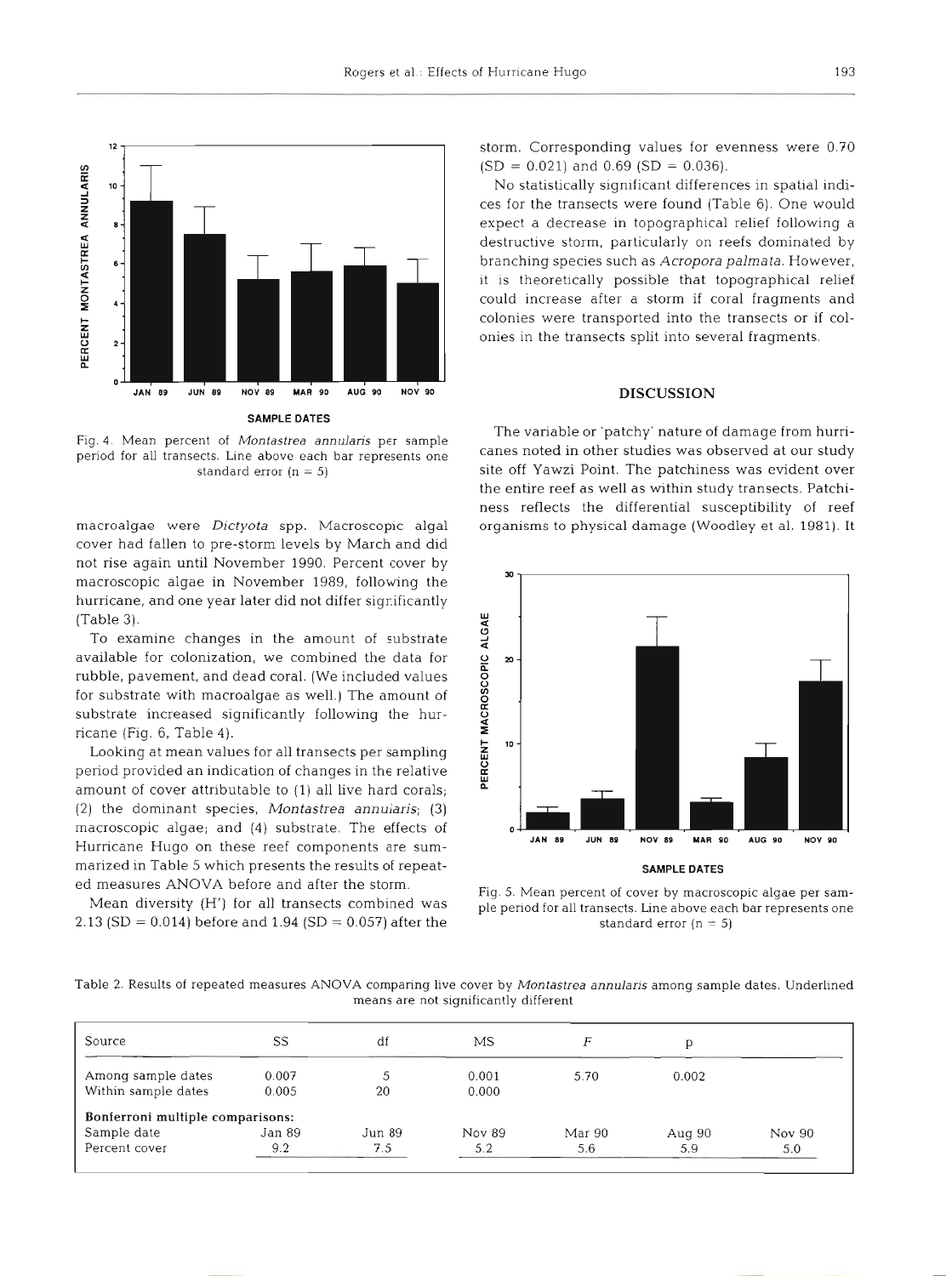Fig. 4. Mean percent of *Montastrea annularis* per sample period for all transects. Line above each bar represents one standard error (n = 5)

macroalgae were *Dictyota* spp. Macroscopic algal cover had fallen to pre-storm levels by March and did not rise again until November 1990. Percent cover by macroscopic algae in November 1989, following the hurricane, and one year later did not differ significantly (Table 3).

To examine changes in the amount of substrate available for colonization, we combined the data for rubble, pavement, and dead coral. (We included values for substrate with macroalgae as well.) The amount of substrate increased significantly following the hurricane (Fig. 6, Table 4).

Looking at mean values for all transects per sampling period provided an indication of changes in the relative amount of cover attributable to (1) all live hard corals; (2) the dominant species, *Montastrea annularis*; (3) macroscopic algae; and (4) substrate. The effects of Hurricane Hugo on these reef components are summarized in Table 5 which presents the results of repeated measures ANOVA before and after the storm.

Mean diversity (H') for all transects combined was 2.13 (SD = 0.014) before and 1.94 (SD = 0.057) after the storm. Corresponding values for evenness were 0.70 (SD = 0.021) and 0.69 (SD = 0.036).

No statistically significant differences in spatial indices for the transects were found (Table 6). One would expect a decrease in topographical relief following a destructive storm, particularly on reefs dominated by branching species such as *Acropora palmata*. However, it is theoretically possible that topographical relief could increase after a storm if coral fragments and colonies were transported into the transects or if colonies in the transects split into several fragments.

## DISCUSSION

The variable or 'patchy' nature of damage from hurricanes noted in other studies was observed at our study site off Yawzi Point. The patchiness was evident over the entire reef as well as within study transects. Patchiness reflects the differential susceptibility of reef organisms to physical damage (Woodley et al. 1981). It

Fig. 5. Mean percent of cover by macroscopic algae per sample period for all transects. Line above each bar represents one standard error (n = 5)

Table 2. Results of repeated measures ANOVA comparing live cover by *Montastrea annularis* among sample dates. Underlined means are not significantly different

| Source | SS | df | MS | $F$ | p | |
|---|---|---|---|---|---|---|
| Among sample dates | 0.007 | 5 | 0.001 | 5.70 | 0.002 | |
| Within sample dates | 0.005 | 20 | 0.000 | | | |
| **Bonferroni multiple comparisons:** | | | | | | |
| Sample date | Jan 89 | Jun 89 | Nov 89 | Mar 90 | Aug 90 | Nov 90 |
| Percent cover | 9.2 | 7.5 | 5.2 | 5.6 | 5.9 | 5.0 |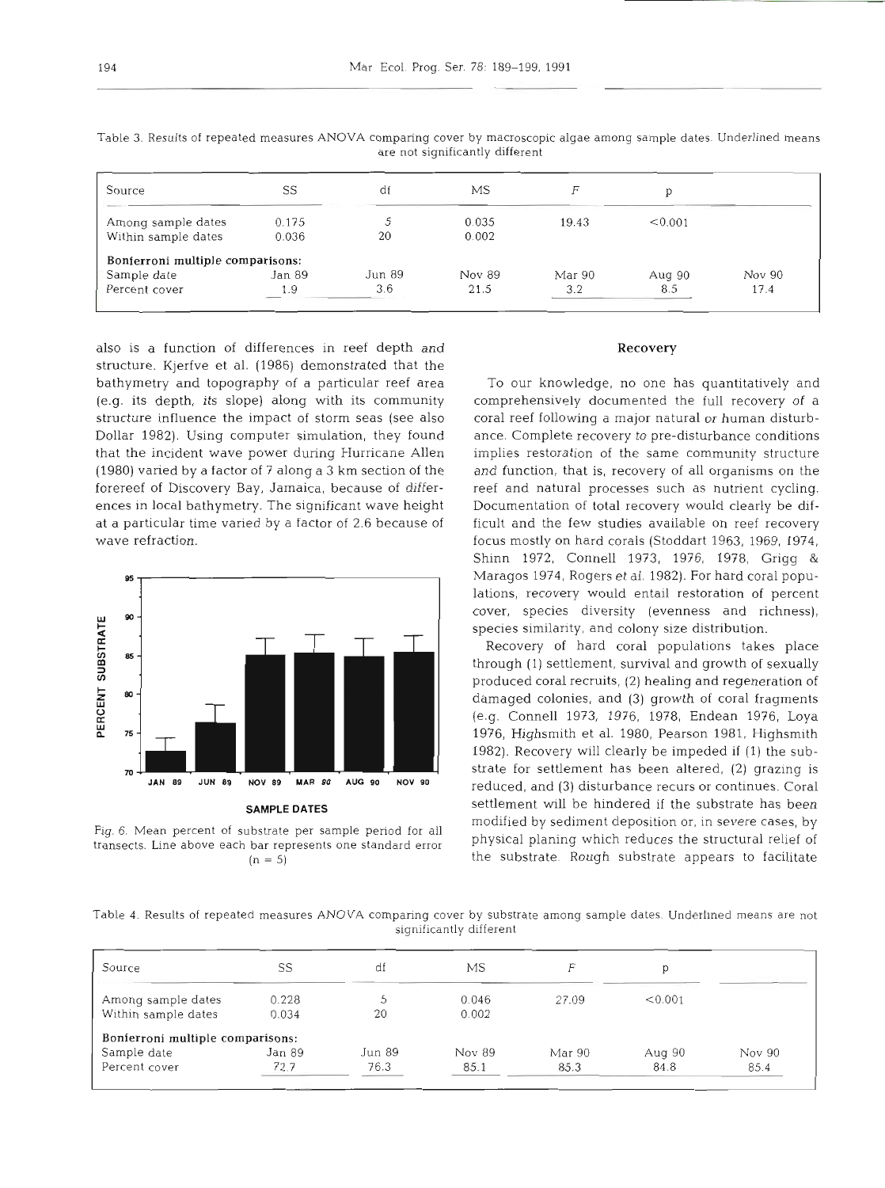Table 3. Results of repeated measures ANOVA comparing cover by macroscopic algae among sample dates. Underlined means are not significantly different

| Source | SS | df | MS | F | p | |
|---|---|---|---|---|---|---|
| Among sample dates | 0.175 | 5 | 0.035 | 19.43 | <0.001 | |
| Within sample dates | 0.036 | 20 | 0.002 | | | |
| **Bonferroni multiple comparisons:** | | | | | | |
| Sample date | Jan 89 | Jun 89 | Nov 89 | Mar 90 | Aug 90 | Nov 90 |
| Percent cover | 1.9 | 3.6 | 21.5 | 3.2 | 8.5 | 17.4 |

also is a function of differences in reef depth and structure. Kjerfve et al. (1986) demonstrated that the bathymetry and topography of a particular reef area (e.g. its depth, its slope) along with its community structure influence the impact of storm seas (see also Dollar 1982). Using computer simulation, they found that the incident wave power during Hurricane Allen (1980) varied by a factor of 7 along a 3 km section of the forereef of Discovery Bay, Jamaica, because of differences in local bathymetry. The significant wave height at a particular time varied by a factor of 2.6 because of wave refraction.

Fig. 6. Mean percent of substrate per sample period for all transects. Line above each bar represents one standard error (n = 5)

## Recovery

To our knowledge, no one has quantitatively and comprehensively documented the full recovery of a coral reef following a major natural or human disturbance. Complete recovery to pre-disturbance conditions implies restoration of the same community structure and function, that is, recovery of all organisms on the reef and natural processes such as nutrient cycling. Documentation of total recovery would clearly be difficult and the few studies available on reef recovery focus mostly on hard corals (Stoddart 1963, 1969, 1974, Shinn 1972, Connell 1973, 1976, 1978, Grigg & Maragos 1974, Rogers et al. 1982). For hard coral populations, recovery would entail restoration of percent cover, species diversity (evenness and richness), species similarity, and colony size distribution.

Recovery of hard coral populations takes place through (1) settlement, survival and growth of sexually produced coral recruits, (2) healing and regeneration of damaged colonies, and (3) growth of coral fragments (e.g. Connell 1973, 1978, Endean 1976, Loya 1976, Highsmith et al. 1980, Pearson 1981, Highsmith 1982). Recovery will clearly be impeded if (1) the substrate for settlement has been altered, (2) grazing is reduced, and (3) disturbance recurs or continues. Coral settlement will be hindered if the substrate has been modified by sediment deposition or, in severe cases, by physical planing which reduces the structural relief of the substrate. Rough substrate appears to facilitate

Table 4. Results of repeated measures ANOVA comparing cover by substrate among sample dates. Underlined means are not significantly different

| Source | SS | df | MS | F | p | |
|---|---|---|---|---|---|---|
| Among sample dates | 0.228 | 5 | 0.046 | 27.09 | <0.001 | |
| Within sample dates | 0.034 | 20 | 0.002 | | | |
| **Bonferroni multiple comparisons:** | | | | | | |
| Sample date | Jan 89 | Jun 89 | Nov 89 | Mar 90 | Aug 90 | Nov 90 |
| Percent cover | 72.7 | 76.3 | 85.1 | 85.3 | 84.8 | 85.4 |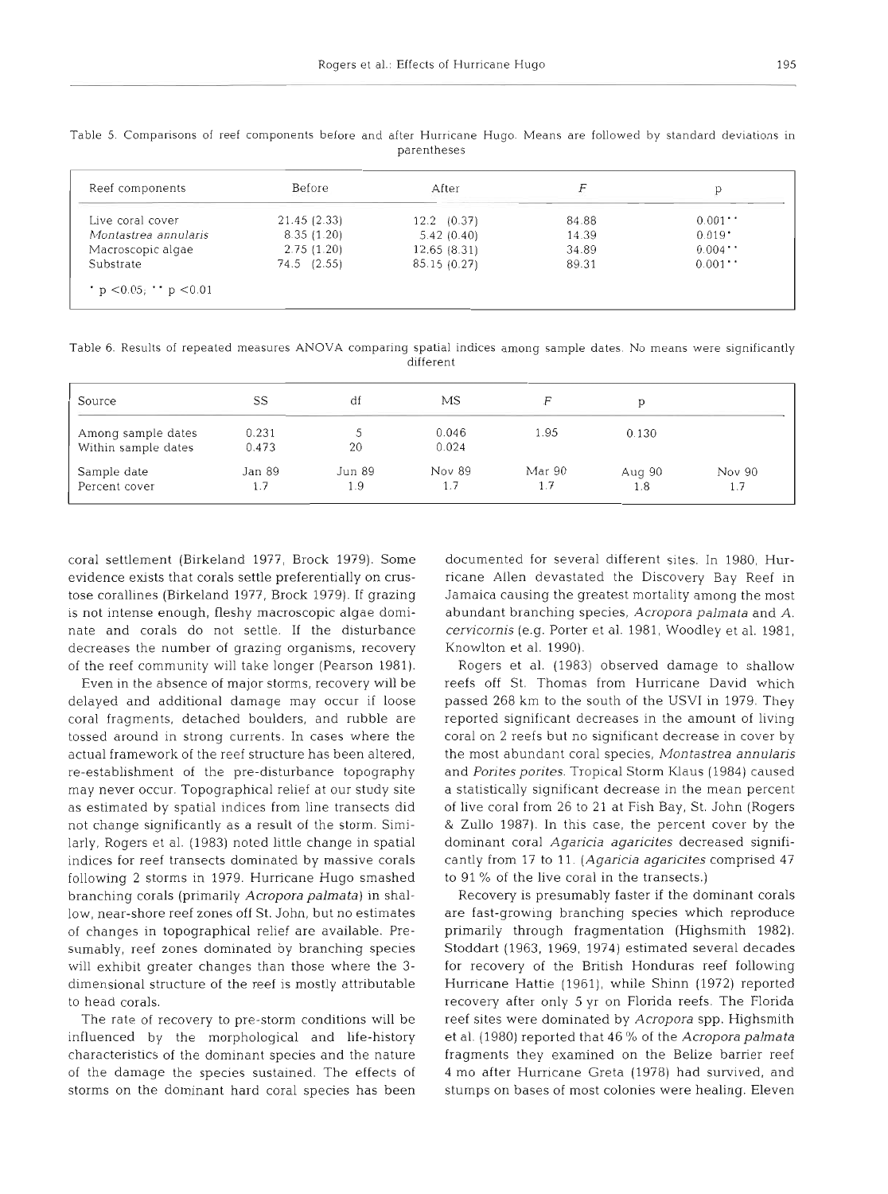Table 5. Comparisons of reef components before and after Hurricane Hugo. Means are followed by standard deviations in parentheses

| Reef components | Before | After | $F$ | p |
|---|---|---|---|---|
| Live coral cover | 21.45 (2.33) | 12.2 (0.37) | 84.88 | 0.001** |
| *Montastrea annularis* | 8.35 (1.20) | 5.42 (0.40) | 14.39 | 0.019* |
| Macroscopic algae | 2.75 (1.20) | 12.65 (8.31) | 34.89 | 0.004** |
| Substrate | 74.5 (2.55) | 85.15 (0.27) | 89.31 | 0.001** |

* $p < 0.05$; ** $p < 0.01$

Table 6. Results of repeated measures ANOVA comparing spatial indices among sample dates. No means were significantly different

| Source | SS | df | MS | $F$ | p | |
|---|---|---|---|---|---|---|
| Among sample dates | 0.231 | 5 | 0.046 | 1.95 | 0.130 | |
| Within sample dates | 0.473 | 20 | 0.024 | | | |
| Sample date | Jan 89 | Jun 89 | Nov 89 | Mar 90 | Aug 90 | Nov 90 |
| Percent cover | 1.7 | 1.9 | 1.7 | 1.7 | 1.8 | 1.7 |

coral settlement (Birkeland 1977, Brock 1979). Some evidence exists that corals settle preferentially on crustose corallines (Birkeland 1977, Brock 1979). If grazing is not intense enough, fleshy macroscopic algae dominate and corals do not settle. If the disturbance decreases the number of grazing organisms, recovery of the reef community will take longer (Pearson 1981).

Even in the absence of major storms, recovery will be delayed and additional damage may occur if loose coral fragments, detached boulders, and rubble are tossed around in strong currents. In cases where the actual framework of the reef structure has been altered, re-establishment of the pre-disturbance topography may never occur. Topographical relief at our study site as estimated by spatial indices from line transects did not change significantly as a result of the storm. Similarly, Rogers et al. (1983) noted little change in spatial indices for reef transects dominated by massive corals following 2 storms in 1979. Hurricane Hugo smashed branching corals (primarily *Acropora palmata*) in shallow, near-shore reef zones off St. John, but no estimates of changes in topographical relief are available. Presumably, reef zones dominated by branching species will exhibit greater changes than those where the 3-dimensional structure of the reef is mostly attributable to head corals.

The rate of recovery to pre-storm conditions will be influenced by the morphological and life-history characteristics of the dominant species and the nature of the damage the species sustained. The effects of storms on the dominant hard coral species has been documented for several different sites. In 1980, Hurricane Allen devastated the Discovery Bay Reef in Jamaica causing the greatest mortality among the most abundant branching species, *Acropora palmata* and *A. cervicornis* (e.g. Porter et al. 1981, Woodley et al. 1981, Knowlton et al. 1990).

Rogers et al. (1983) observed damage to shallow reefs off St. Thomas from Hurricane David which passed 268 km to the south of the USVI in 1979. They reported significant decreases in the amount of living coral on 2 reefs but no significant decrease in cover by the most abundant coral species, *Montastrea annularis* and *Porites porites*. Tropical Storm Klaus (1984) caused a statistically significant decrease in the mean percent of live coral from 26 to 21 at Fish Bay, St. John (Rogers & Zullo 1987). In this case, the percent cover by the dominant coral *Agaricia agaricites* decreased significantly from 17 to 11. (*Agaricia agaricites* comprised 47 to 91 % of the live coral in the transects.)

Recovery is presumably faster if the dominant corals are fast-growing branching species which reproduce primarily through fragmentation (Highsmith 1982). Stoddart (1963, 1969, 1974) estimated several decades for recovery of the British Honduras reef following Hurricane Hattie (1961), while Shinn (1972) reported recovery after only 5 yr on Florida reefs. The Florida reef sites were dominated by *Acropora* spp. Highsmith et al. (1980) reported that 46 % of the *Acropora palmata* fragments they examined on the Belize barrier reef 4 mo after Hurricane Greta (1978) had survived, and stumps on bases of most colonies were healing. Eleven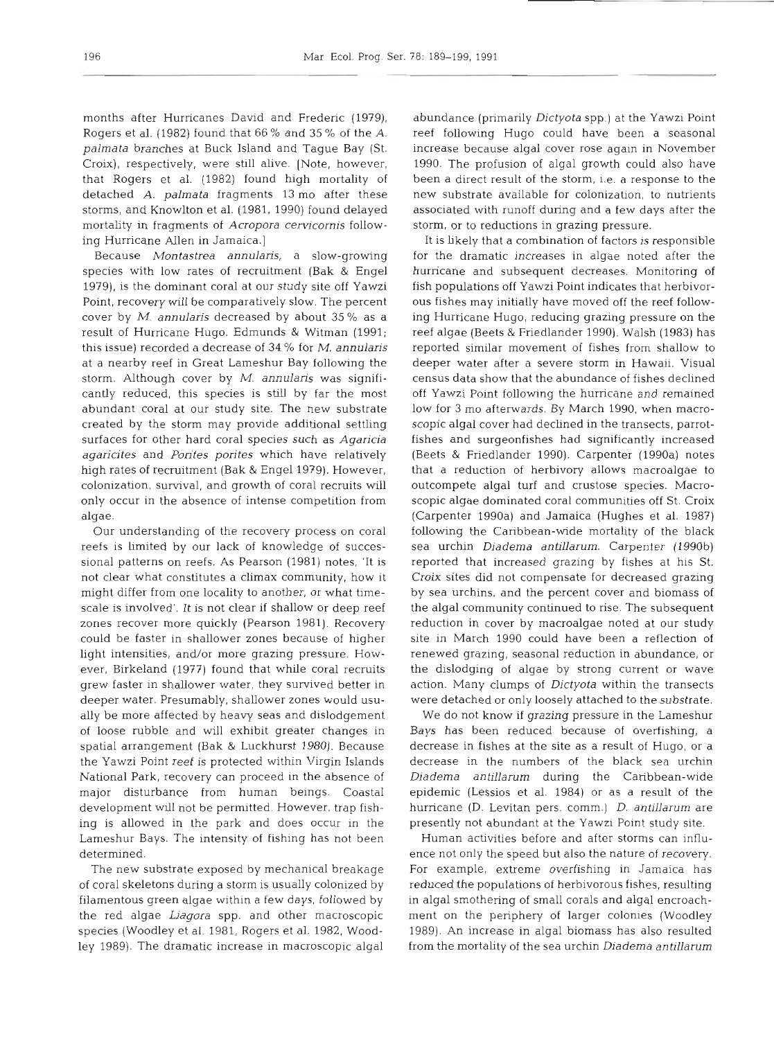months after Hurricanes David and Frederic (1979), Rogers et al. (1982) found that 66 % and 35 % of the *A. palmata* branches at Buck Island and Tague Bay (St. Croix), respectively, were still alive. (Note, however, that Rogers et al. (1982) found high mortality of detached *A. palmata* fragments 13 mo after these storms, and Knowlton et al. (1981, 1990) found delayed mortality in fragments of *Acropora cervicornis* following Hurricane Allen in Jamaica.)

Because *Montastrea annularis*, a slow-growing species with low rates of recruitment (Bak & Engel 1979), is the dominant coral at our study site off Yawzi Point, recovery will be comparatively slow. The percent cover by *M. annularis* decreased by about 35 % as a result of Hurricane Hugo. Edmunds & Witman (1991; this issue) recorded a decrease of 34 % for *M. annularis* at a nearby reef in Great Lameshur Bay following the storm. Although cover by *M. annularis* was significantly reduced, this species is still by far the most abundant coral at our study site. The new substrate created by the storm may provide additional settling surfaces for other hard coral species such as *Agaricia agaricites* and *Porites porites* which have relatively high rates of recruitment (Bak & Engel 1979). However, colonization, survival, and growth of coral recruits will only occur in the absence of intense competition from algae.

Our understanding of the recovery process on coral reefs is limited by our lack of knowledge of successional patterns on reefs. As Pearson (1981) notes, 'It is not clear what constitutes a climax community, how it might differ from one locality to another, or what timescale is involved'. It is not clear if shallow or deep reef zones recover more quickly (Pearson 1981). Recovery could be faster in shallower zones because of higher light intensities, and/or more grazing pressure. However, Birkeland (1977) found that while coral recruits grew faster in shallower water, they survived better in deeper water. Presumably, shallower zones would usually be more affected by heavy seas and dislodgement of loose rubble and will exhibit greater changes in spatial arrangement (Bak & Luckhurst 1980). Because the Yawzi Point reef is protected within Virgin Islands National Park, recovery can proceed in the absence of major disturbance from human beings. Coastal development will not be permitted. However, trap fishing is allowed in the park and does occur in the Lameshur Bays. The intensity of fishing has not been determined.

The new substrate exposed by mechanical breakage of coral skeletons during a storm is usually colonized by filamentous green algae within a few days, followed by the red algae *Liagora* spp. and other macroscopic species (Woodley et al. 1981, Rogers et al. 1982, Woodley 1989). The dramatic increase in macroscopic algal abundance (primarily *Dictyota* spp.) at the Yawzi Point reef following Hugo could have been a seasonal increase because algal cover rose again in November 1990. The profusion of algal growth could also have been a direct result of the storm, i.e. a response to the new substrate available for colonization, to nutrients associated with runoff during and a few days after the storm, or to reductions in grazing pressure.

It is likely that a combination of factors is responsible for the dramatic increases in algae noted after the hurricane and subsequent decreases. Monitoring of fish populations off Yawzi Point indicates that herbivorous fishes may initially have moved off the reef following Hurricane Hugo, reducing grazing pressure on the reef algae (Beets & Friedlander 1990). Walsh (1983) has reported similar movement of fishes from shallow to deeper water after a severe storm in Hawaii. Visual census data show that the abundance of fishes declined off Yawzi Point following the hurricane and remained low for 3 mo afterwards. By March 1990, when macroscopic algal cover had declined in the transects, parrotfishes and surgeonfishes had significantly increased (Beets & Friedlander 1990). Carpenter (1990a) notes that a reduction of herbivory allows macroalgae to outcompete algal turf and crustose species. Macroscopic algae dominated coral communities off St. Croix (Carpenter 1990a) and Jamaica (Hughes et al. 1987) following the Caribbean-wide mortality of the black sea urchin *Diadema antillarum*. Carpenter (1990b) reported that increased grazing by fishes at his St. Croix sites did not compensate for decreased grazing by sea urchins, and the percent cover and biomass of the algal community continued to rise. The subsequent reduction in cover by macroalgae noted at our study site in March 1990 could have been a reflection of renewed grazing, seasonal reduction in abundance, or the dislodging of algae by strong current or wave action. Many clumps of *Dictyota* within the transects were detached or only loosely attached to the substrate.

We do not know if grazing pressure in the Lameshur Bays has been reduced because of overfishing, a decrease in fishes at the site as a result of Hugo, or a decrease in the numbers of the black sea urchin *Diadema antillarum* during the Caribbean-wide epidemic (Lessios et al. 1984) or as a result of the hurricane (D. Levitan pers. comm.) *D. antillarum* are presently not abundant at the Yawzi Point study site.

Human activities before and after storms can influence not only the speed but also the nature of recovery. For example, extreme overfishing in Jamaica has reduced the populations of herbivorous fishes, resulting in algal smothering of small corals and algal encroachment on the periphery of larger colonies (Woodley 1989). An increase in algal biomass has also resulted from the mortality of the sea urchin *Diadema antillarum*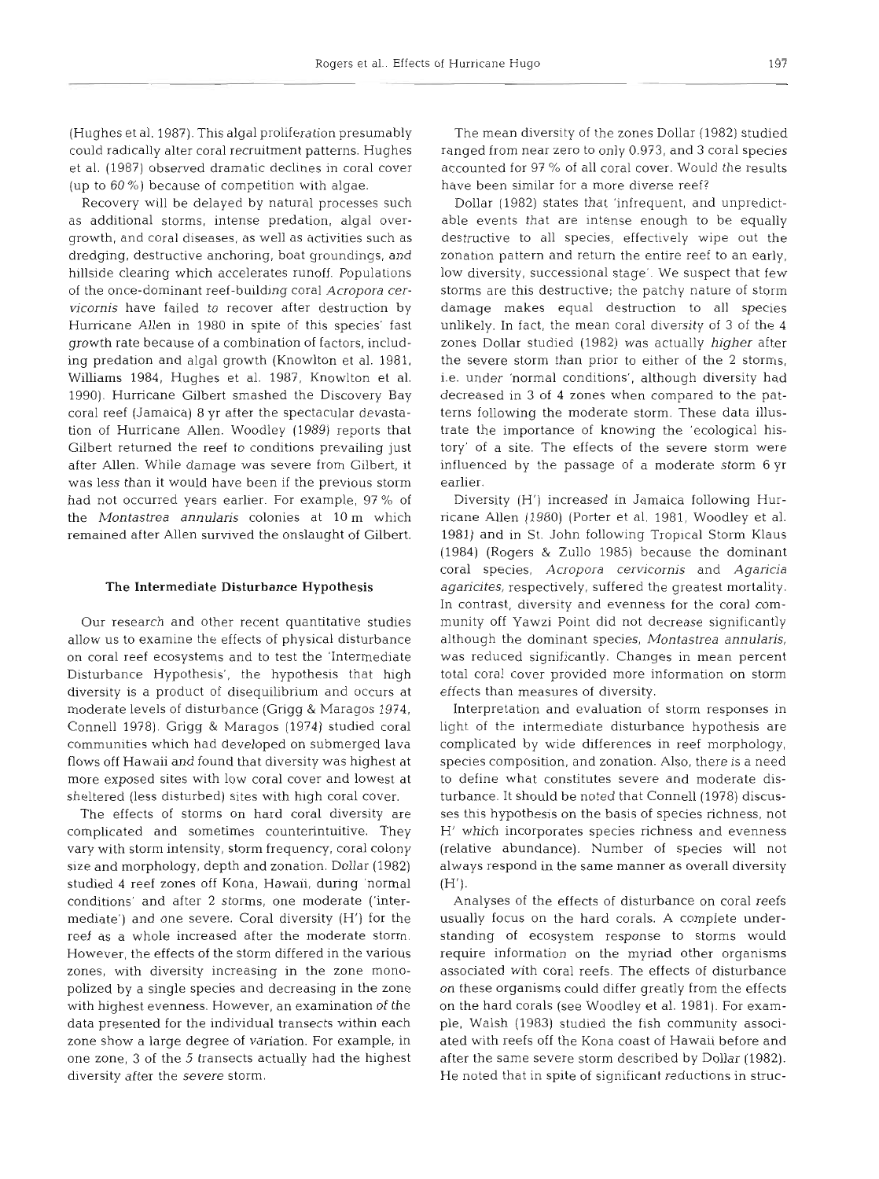(Hughes et al. 1987). This algal proliferation presumably could radically alter coral recruitment patterns. Hughes et al. (1987) observed dramatic declines in coral cover (up to 60 %) because of competition with algae.

Recovery will be delayed by natural processes such as additional storms, intense predation, algal overgrowth, and coral diseases, as well as activities such as dredging, destructive anchoring, boat groundings, and hillside clearing which accelerates runoff. Populations of the once-dominant reef-building coral *Acropora cervicornis* have failed to recover after destruction by Hurricane Allen in 1980 in spite of this species' fast growth rate because of a combination of factors, including predation and algal growth (Knowlton et al. 1981, Williams 1984, Hughes et al. 1987, Knowlton et al. 1990). Hurricane Gilbert smashed the Discovery Bay coral reef (Jamaica) 8 yr after the spectacular devastation of Hurricane Allen. Woodley (1989) reports that Gilbert returned the reef to conditions prevailing just after Allen. While damage was severe from Gilbert, it was less than it would have been if the previous storm had not occurred years earlier. For example, 97 % of the *Montastrea annularis* colonies at 10 m which remained after Allen survived the onslaught of Gilbert.

## The Intermediate Disturbance Hypothesis

Our research and other recent quantitative studies allow us to examine the effects of physical disturbance on coral reef ecosystems and to test the 'Intermediate Disturbance Hypothesis', the hypothesis that high diversity is a product of disequilibrium and occurs at moderate levels of disturbance (Grigg & Maragos 1974, Connell 1978). Grigg & Maragos (1974) studied coral communities which had developed on submerged lava flows off Hawaii and found that diversity was highest at more exposed sites with low coral cover and lowest at sheltered (less disturbed) sites with high coral cover.

The effects of storms on hard coral diversity are complicated and sometimes counterintuitive. They vary with storm intensity, storm frequency, coral colony size and morphology, depth and zonation. Dollar (1982) studied 4 reef zones off Kona, Hawaii, during 'normal conditions' and after 2 storms, one moderate ('intermediate') and one severe. Coral diversity (H') for the reef as a whole increased after the moderate storm. However, the effects of the storm differed in the various zones, with diversity increasing in the zone monopolized by a single species and decreasing in the zone with highest evenness. However, an examination of the data presented for the individual transects within each zone show a large degree of variation. For example, in one zone, 3 of the 5 transects actually had the highest diversity *after* the *severe* storm.

The mean diversity of the zones Dollar (1982) studied ranged from near zero to only 0.973, and 3 coral species accounted for 97 % of all coral cover. Would the results have been similar for a more diverse reef?

Dollar (1982) states that 'infrequent, and unpredictable events that are intense enough to be equally destructive to all species, effectively wipe out the zonation pattern and return the entire reef to an early, low diversity, successional stage'. We suspect that few storms are this destructive; the patchy nature of storm damage makes equal destruction to all species unlikely. In fact, the mean coral diversity of 3 of the 4 zones Dollar studied (1982) was actually *higher* after the severe storm than prior to either of the 2 storms, i.e. under 'normal conditions', although diversity had decreased in 3 of 4 zones when compared to the patterns following the moderate storm. These data illustrate the importance of knowing the 'ecological history' of a site. The effects of the severe storm were influenced by the passage of a moderate storm 6 yr earlier.

Diversity (H') increased in Jamaica following Hurricane Allen (1980) (Porter et al. 1981, Woodley et al. 1981) and in St. John following Tropical Storm Klaus (1984) (Rogers & Zullo 1985) because the dominant coral species, *Acropora cervicornis* and *Agaricia agaricites*, respectively, suffered the greatest mortality. In contrast, diversity and evenness for the coral community off Yawzi Point did not decrease significantly although the dominant species, *Montastrea annularis*, was reduced significantly. Changes in mean percent total coral cover provided more information on storm effects than measures of diversity.

Interpretation and evaluation of storm responses in light of the intermediate disturbance hypothesis are complicated by wide differences in reef morphology, species composition, and zonation. Also, there is a need to define what constitutes severe and moderate disturbance. It should be noted that Connell (1978) discusses this hypothesis on the basis of species richness, not H' which incorporates species richness and evenness (relative abundance). Number of species will not always respond in the same manner as overall diversity (H').

Analyses of the effects of disturbance on coral reefs usually focus on the hard corals. A complete understanding of ecosystem response to storms would require information on the myriad other organisms associated with coral reefs. The effects of disturbance on these organisms could differ greatly from the effects on the hard corals (see Woodley et al. 1981). For example, Walsh (1983) studied the fish community associated with reefs off the Kona coast of Hawaii before and after the same severe storm described by Dollar (1982). He noted that in spite of significant reductions in struc-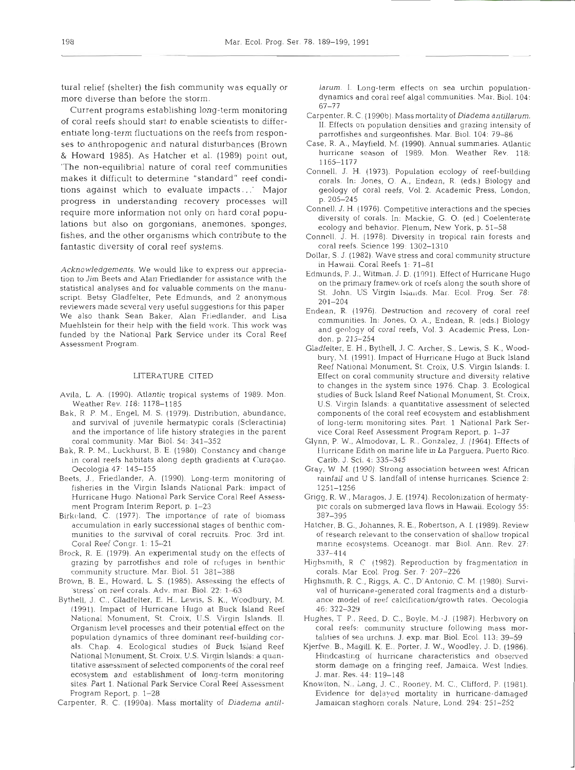tural relief (shelter) the fish community was equally or more diverse than before the storm.

Current programs establishing long-term monitoring of coral reefs should start to enable scientists to differentiate long-term fluctuations on the reefs from responses to anthropogenic and natural disturbances (Brown & Howard 1985). As Hatcher et al. (1989) point out, 'The non-equilibrial nature of coral reef communities makes it difficult to determine "standard" reef conditions against which to evaluate impacts...' Major progress in understanding recovery processes will require more information not only on hard coral populations but also on gorgonians, anemones, sponges, fishes, and the other organisms which contribute to the fantastic diversity of coral reef systems.

*Acknowledgements*. We would like to express our appreciation to Jim Beets and Alan Friedlander for assistance with the statistical analyses and for valuable comments on the manuscript. Betsy Gladfelter, Pete Edmunds, and 2 anonymous reviewers made several very useful suggestions for this paper. We also thank Sean Baker, Alan Friedlander, and Lisa Muehlstein for their help with the field work. This work was funded by the National Park Service under its Coral Reef Assessment Program.

## LITERATURE CITED

Avila, L. A. (1990). Atlantic tropical systems of 1989. Mon. Weather Rev. 118: 1178–1185

Bak, R. P. M., Engel, M. S. (1979). Distribution, abundance, and survival of juvenile hermatypic corals (Scleractinia) and the importance of life history strategies in the parent coral community. Mar Biol. 54: 341–352

Bak, R. P. M., Luckhurst, B. E. (1980). Constancy and change in coral reefs habitats along depth gradients at Curaçao. Oecologia 47: 145–155

Beets, J., Friedlander, A. (1990). Long-term monitoring of fisheries in the Virgin Islands National Park: impact of Hurricane Hugo. National Park Service Coral Reef Assessment Program Interim Report, p. 1–23

Birkeland, C. (1977). The importance of rate of biomass accumulation in early successional stages of benthic communities to the survival of coral recruits. Proc. 3rd int. Coral Reef Congr. 1: 15–21

Brock, R. E. (1979). An experimental study on the effects of grazing by parrotfishes and role of refuges in benthic community structure. Mar. Biol. 51: 381–388

Brown, B. E., Howard, L. S. (1985). Assessing the effects of 'stress' on reef corals. Adv. mar. Biol. 22: 1–63

Bythell, J. C., Gladfelter, E. H., Lewis, S. K., Woodbury, M. (1991). Impact of Hurricane Hugo at Buck Island Reef National Monument, St. Croix, U.S. Virgin Islands. II. Organism level processes and their potential effect on the population dynamics of three dominant reef-building corals. Chap. 4. Ecological studies of Buck Island Reef National Monument, St. Croix, U.S. Virgin Islands: a quantitative assessment of selected components of the coral reef ecosystem and establishment of long-term monitoring sites. Part 1. National Park Service Coral Reef Assessment Program Report, p. 1–28

Carpenter, R. C. (1990a). Mass mortality of *Diadema antillarum*. I. Long-term effects on sea urchin population-dynamics and coral reef algal communities. Mar. Biol. 104: 67–77

Carpenter, R. C. (1990b). Mass mortality of *Diadema antillarum*. II. Effects on population densities and grazing intensity of parrotfishes and surgeonfishes. Mar. Biol. 104: 79–86

Case, R. A., Mayfield, M. (1990). Annual summaries. Atlantic hurricane season of 1989. Mon. Weather Rev. 118: 1165–1177

Connell, J. H. (1973). Population ecology of reef-building corals. In: Jones, O. A., Endean, R. (eds.) Biology and geology of coral reefs, Vol. 2. Academic Press, London, p. 205–245

Connell, J. H. (1976). Competitive interactions and the species diversity of corals. In: Mackie, G. O. (ed.) Coelenterate ecology and behavior. Plenum, New York, p. 51–58

Connell, J. H. (1978). Diversity in tropical rain forests and coral reefs. Science 199: 1302–1310

Dollar, S. J. (1982). Wave stress and coral community structure in Hawaii. Coral Reefs 1: 71–81

Edmunds, P. J., Witman, J. D. (1991). Effect of Hurricane Hugo on the primary framework of reefs along the south shore of St. John, US Virgin Islands. Mar. Ecol. Prog. Ser. 78: 201–204

Endean, R. (1976). Destruction and recovery of coral reef communities. In: Jones, O. A., Endean, R. (eds.) Biology and geology of coral reefs, Vol. 3. Academic Press, London, p. 215–254

Gladfelter, E. H., Bythell, J. C., Archer, S., Lewis, S. K., Woodbury, M. (1991). Impact of Hurricane Hugo at Buck Island Reef National Monument, St. Croix, U.S. Virgin Islands: I. Effect on coral community structure and diversity relative to changes in the system since 1976. Chap. 3. Ecological studies of Buck Island Reef National Monument, St. Croix, U.S. Virgin Islands: a quantitative assessment of selected components of the coral reef ecosystem and establishment of long-term monitoring sites. Part 1. National Park Service Coral Reef Assessment Program Report, p. 1–37

Glynn, P. W., Almodovar, L. R., Gonzalez, J. (1964). Effects of Hurricane Edith on marine life in La Parguera, Puerto Rico. Carib. J. Sci. 4: 335–345

Gray, W. M. (1990). Strong association between west African rainfall and U.S. landfall of intense hurricanes. Science 2: 1251–1256

Grigg, R. W., Maragos, J. E. (1974). Recolonization of hermatypic corals on submerged lava flows in Hawaii. Ecology 55: 387–395

Hatcher, B. G., Johannes, R. E., Robertson, A. I. (1989). Review of research relevant to the conservation of shallow tropical marine ecosystems. Oceanogr. mar. Biol. Ann. Rev. 27: 337–414

Highsmith, R. C. (1982). Reproduction by fragmentation in corals. Mar. Ecol. Prog. Ser. 7: 207–226

Highsmith, R. C., Riggs, A. C., D'Antonio, C. M. (1980). Survival of hurricane-generated coral fragments and a disturbance model of reef calcification/growth rates. Oecologia 46: 322–329

Hughes, T. P., Reed, D. C., Boyle, M.-J. (1987). Herbivory on coral reefs: community structure following mass mortalities of sea urchins. J. exp. mar. Biol. Ecol. 113: 39–59

Kjerfve, B., Magill, K. E., Porter, J. W., Woodley, J. D. (1986). Hindcasting of hurricane characteristics and observed storm damage on a fringing reef, Jamaica, West Indies. J. mar. Res. 44: 119–148

Knowlton, N., Lang, J. C., Rooney, M. C., Clifford, P. (1981). Evidence for delayed mortality in hurricane-damaged Jamaican staghorn corals. Nature, Lond. 294: 251–252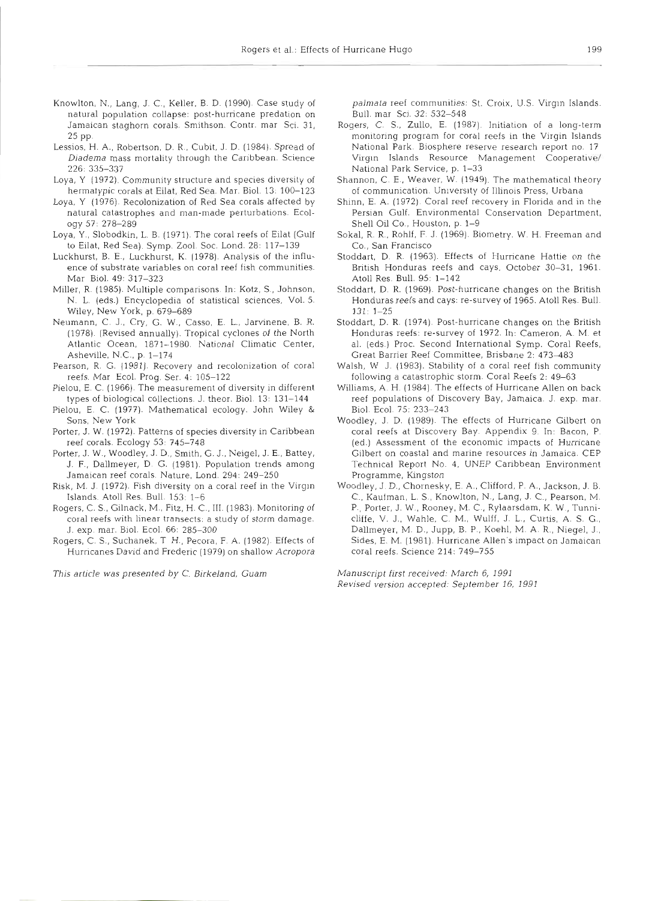Knowlton, N., Lang, J. C., Keller, B. D. (1990). Case study of natural population collapse: post-hurricane predation on Jamaican staghorn corals. Smithson. Contr. mar Sci. 31, 25 pp.

Lessios, H. A., Robertson, D. R., Cubit, J. D. (1984). Spread of *Diadema* mass mortality through the Caribbean. Science 226: 335–337

Loya, Y. (1972). Community structure and species diversity of hermatypic corals at Eilat, Red Sea. Mar. Biol. 13: 100–123

Loya, Y. (1976). Recolonization of Red Sea corals affected by natural catastrophes and man-made perturbations. Ecology 57: 278–289

Loya, Y., Slobodkin, L. B. (1971). The coral reefs of Eilat (Gulf to Eilat, Red Sea). Symp. Zool. Soc. Lond. 28: 117–139

Luckhurst, B. E., Luckhurst, K. (1978). Analysis of the influence of substrate variables on coral reef fish communities. Mar. Biol. 49: 317–323

Miller, R. (1985). Multiple comparisons. In: Kotz, S., Johnson, N. L. (eds.) Encyclopedia of statistical sciences, Vol. 5. Wiley, New York, p. 679–689

Neumann, C. J., Cry, G. W., Casso, E. L., Jarvinene, B. R. (1978). (Revised annually). Tropical cyclones of the North Atlantic Ocean, 1871–1980. National Climatic Center, Asheville, N.C., p. 1–174

Pearson, R. G. (1981). Recovery and recolonization of coral reefs. Mar. Ecol. Prog. Ser. 4: 105–122

Pielou, E. C. (1966). The measurement of diversity in different types of biological collections. J. theor. Biol. 13: 131–144

Pielou, E. C. (1977). Mathematical ecology. John Wiley & Sons, New York

Porter, J. W. (1972). Patterns of species diversity in Caribbean reef corals. Ecology 53: 745–748

Porter, J. W., Woodley, J. D., Smith, G. J., Neigel, J. E., Battey, J. F., Dallmeyer, D. G. (1981). Population trends among Jamaican reef corals. Nature, Lond. 294: 249–250

Risk, M. J. (1972). Fish diversity on a coral reef in the Virgin Islands. Atoll Res. Bull. 153: 1–6

Rogers, C. S., Gilnack, M., Fitz, H. C., III. (1983). Monitoring of coral reefs with linear transects: a study of storm damage. J. exp. mar. Biol. Ecol. 66: 285–300

Rogers, C. S., Suchanek, T. H., Pecora, F. A. (1982). Effects of Hurricanes David and Frederic (1979) on shallow *Acropora palmata* reef communities: St. Croix, U.S. Virgin Islands. Bull. mar. Sci. 32: 532–548

Rogers, C. S., Zullo, E. (1987). Initiation of a long-term monitoring program for coral reefs in the Virgin Islands National Park. Biosphere reserve research report no. 17. Virgin Islands Resource Management Cooperative/National Park Service, p. 1–33

Shannon, C. E., Weaver, W. (1949). The mathematical theory of communication. University of Illinois Press, Urbana

Shinn, E. A. (1972). Coral reef recovery in Florida and in the Persian Gulf. Environmental Conservation Department, Shell Oil Co., Houston, p. 1–9

Sokal, R. R., Rohlf, F. J. (1969). Biometry. W. H. Freeman and Co., San Francisco

Stoddart, D. R. (1963). Effects of Hurricane Hattie on the British Honduras reefs and cays, October 30–31, 1961. Atoll Res. Bull. 95: 1–142

Stoddart, D. R. (1969). Post-hurricane changes on the British Honduras reefs and cays: re-survey of 1965. Atoll Res. Bull. 131: 1–25

Stoddart, D. R. (1974). Post-hurricane changes on the British Honduras reefs: re-survey of 1972. In: Cameron, A. M. et al. (eds.) Proc. Second International Symp. Coral Reefs, Great Barrier Reef Committee, Brisbane 2: 473–483

Walsh, W. J. (1983). Stability of a coral reef fish community following a catastrophic storm. Coral Reefs 2: 49–63

Williams, A. H. (1984). The effects of Hurricane Allen on back reef populations of Discovery Bay, Jamaica. J. exp. mar. Biol. Ecol. 75: 233–243

Woodley, J. D. (1989). The effects of Hurricane Gilbert on coral reefs at Discovery Bay. Appendix 9. In: Bacon, P. (ed.) Assessment of the economic impacts of Hurricane Gilbert on coastal and marine resources in Jamaica. CEP Technical Report No. 4, UNEP Caribbean Environment Programme, Kingston

Woodley, J. D., Chornesky, E. A., Clifford, P. A., Jackson, J. B. C., Kaufman, L. S., Knowlton, N., Lang, J. C., Pearson, M. P., Porter, J. W., Rooney, M. C., Rylaarsdam, K. W., Tunnicliffe, V. J., Wahle, C. M., Wulff, J. L., Curtis, A. S. G., Dallmeyer, M. D., Jupp, B. P., Koehl, M. A. R., Niegel, J., Sides, E. M. (1981). Hurricane Allen's impact on Jamaican coral reefs. Science 214: 749–755

*This article was presented by C. Birkeland, Guam*

*Manuscript first received: March 6, 1991*
*Revised version accepted: September 16, 1991*